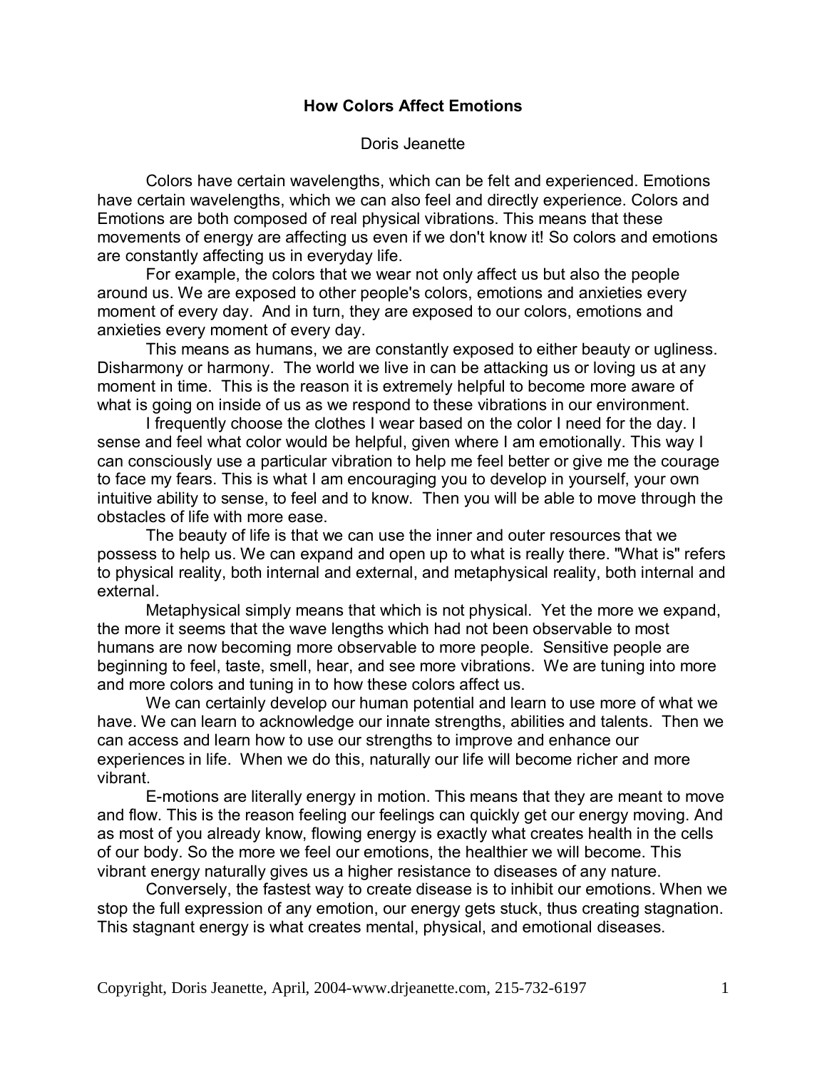# How Colors Affect Emotions

Doris Jeanette

Colors have certain wavelengths, which can be felt and experienced. Emotions have certain wavelengths, which we can also feel and directly experience. Colors and Emotions are both composed of real physical vibrations. This means that these movements of energy are affecting us even if we don't know it! So colors and emotions are constantly affecting us in everyday life.

For example, the colors that we wear not only affect us but also the people around us. We are exposed to other people's colors, emotions and anxieties every moment of every day. And in turn, they are exposed to our colors, emotions and anxieties every moment of every day.

This means as humans, we are constantly exposed to either beauty or ugliness. Disharmony or harmony. The world we live in can be attacking us or loving us at any moment in time. This is the reason it is extremely helpful to become more aware of what is going on inside of us as we respond to these vibrations in our environment.

I frequently choose the clothes I wear based on the color I need for the day. I sense and feel what color would be helpful, given where I am emotionally. This way I can consciously use a particular vibration to help me feel better or give me the courage to face my fears. This is what I am encouraging you to develop in yourself, your own intuitive ability to sense, to feel and to know. Then you will be able to move through the obstacles of life with more ease.

The beauty of life is that we can use the inner and outer resources that we possess to help us. We can expand and open up to what is really there. "What is" refers to physical reality, both internal and external, and metaphysical reality, both internal and external.

Metaphysical simply means that which is not physical. Yet the more we expand, the more it seems that the wave lengths which had not been observable to most humans are now becoming more observable to more people. Sensitive people are beginning to feel, taste, smell, hear, and see more vibrations. We are tuning into more and more colors and tuning in to how these colors affect us.

We can certainly develop our human potential and learn to use more of what we have. We can learn to acknowledge our innate strengths, abilities and talents. Then we can access and learn how to use our strengths to improve and enhance our experiences in life. When we do this, naturally our life will become richer and more vibrant.

E-motions are literally energy in motion. This means that they are meant to move and flow. This is the reason feeling our feelings can quickly get our energy moving. And as most of you already know, flowing energy is exactly what creates health in the cells of our body. So the more we feel our emotions, the healthier we will become. This vibrant energy naturally gives us a higher resistance to diseases of any nature.

Conversely, the fastest way to create disease is to inhibit our emotions. When we stop the full expression of any emotion, our energy gets stuck, thus creating stagnation. This stagnant energy is what creates mental, physical, and emotional diseases.

Copyright, Doris Jeanette, April, 2004-www.drjeanette.com, 215-732-6197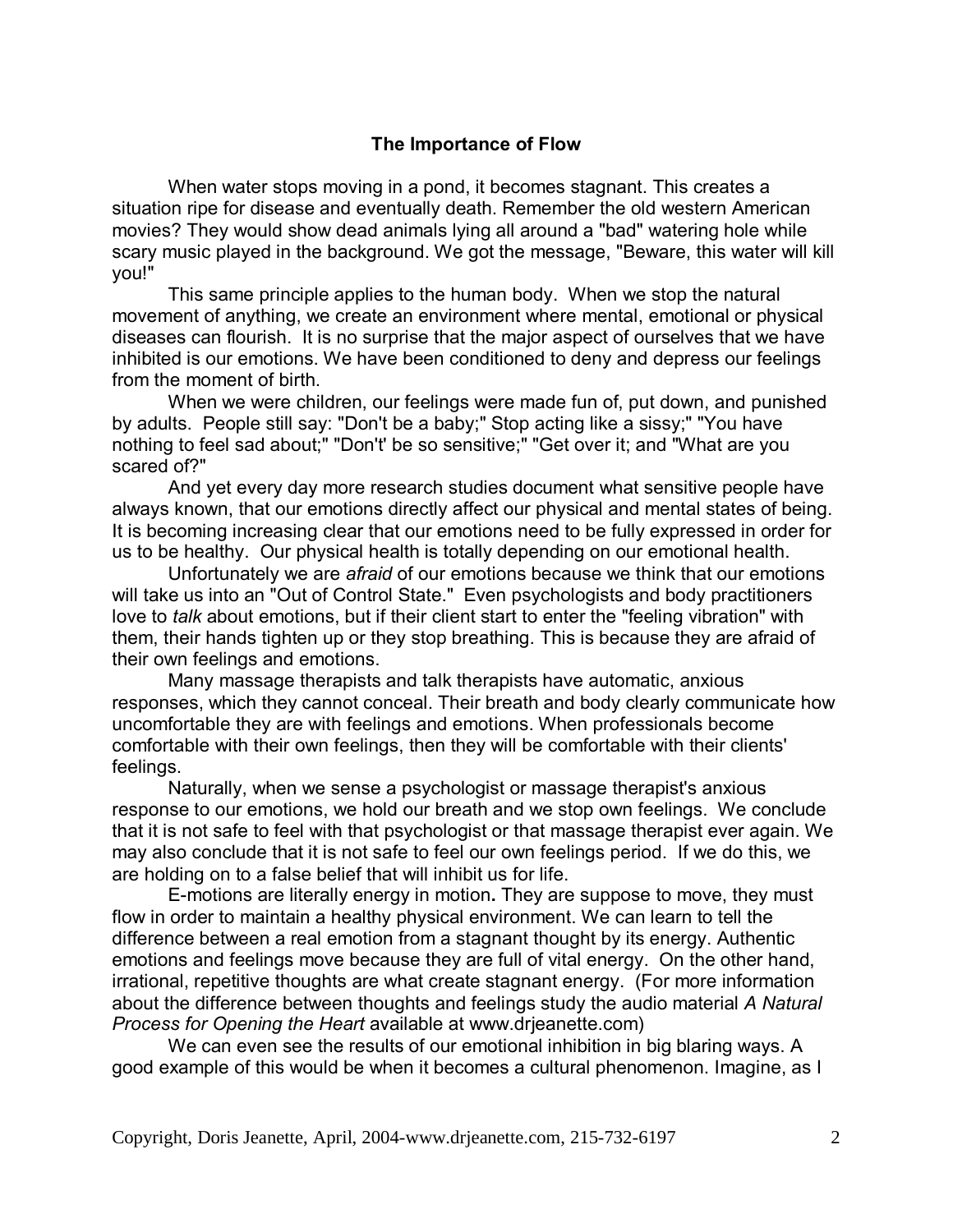### The Importance of Flow

When water stops moving in a pond, it becomes stagnant. This creates a situation ripe for disease and eventually death. Remember the old western American movies? They would show dead animals lying all around a "bad" watering hole while scary music played in the background. We got the message, "Beware, this water will kill you!"

This same principle applies to the human body. When we stop the natural movement of anything, we create an environment where mental, emotional or physical diseases can flourish. It is no surprise that the major aspect of ourselves that we have inhibited is our emotions. We have been conditioned to deny and depress our feelings from the moment of birth.

When we were children, our feelings were made fun of, put down, and punished by adults. People still say: "Don't be a baby;" Stop acting like a sissy;" "You have nothing to feel sad about;" "Don't' be so sensitive;" "Get over it; and "What are you scared of?"

And yet every day more research studies document what sensitive people have always known, that our emotions directly affect our physical and mental states of being. It is becoming increasing clear that our emotions need to be fully expressed in order for us to be healthy. Our physical health is totally depending on our emotional health.

Unfortunately we are *afraid* of our emotions because we think that our emotions will take us into an "Out of Control State." Even psychologists and body practitioners love to *talk* about emotions, but if their client start to enter the "feeling vibration" with them, their hands tighten up or they stop breathing. This is because they are afraid of their own feelings and emotions.

Many massage therapists and talk therapists have automatic, anxious responses, which they cannot conceal. Their breath and body clearly communicate how uncomfortable they are with feelings and emotions. When professionals become comfortable with their own feelings, then they will be comfortable with their clients' feelings.

Naturally, when we sense a psychologist or massage therapist's anxious response to our emotions, we hold our breath and we stop own feelings. We conclude that it is not safe to feel with that psychologist or that massage therapist ever again. We may also conclude that it is not safe to feel our own feelings period. If we do this, we are holding on to a false belief that will inhibit us for life.

E-motions are literally energy in motion**.** They are suppose to move, they must flow in order to maintain a healthy physical environment. We can learn to tell the difference between a real emotion from a stagnant thought by its energy. Authentic emotions and feelings move because they are full of vital energy. On the other hand, irrational, repetitive thoughts are what create stagnant energy. (For more information about the difference between thoughts and feelings study the audio material *A Natural Process for Opening the Heart* available at www.drjeanette.com)

We can even see the results of our emotional inhibition in big blaring ways. A good example of this would be when it becomes a cultural phenomenon. Imagine, as I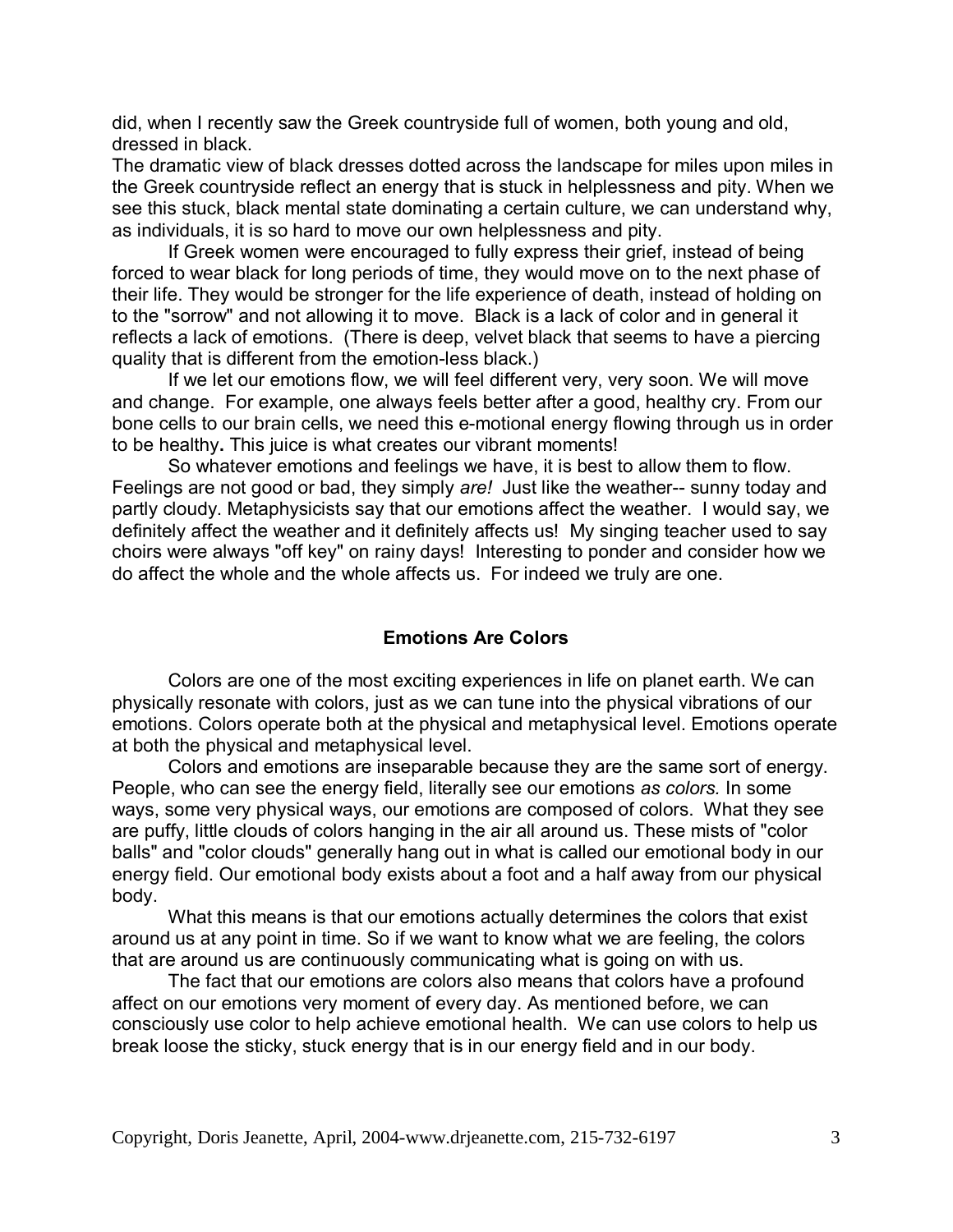did, when I recently saw the Greek countryside full of women, both young and old, dressed in black.

The dramatic view of black dresses dotted across the landscape for miles upon miles in the Greek countryside reflect an energy that is stuck in helplessness and pity. When we see this stuck, black mental state dominating a certain culture, we can understand why, as individuals, it is so hard to move our own helplessness and pity.

If Greek women were encouraged to fully express their grief, instead of being forced to wear black for long periods of time, they would move on to the next phase of their life. They would be stronger for the life experience of death, instead of holding on to the "sorrow" and not allowing it to move. Black is a lack of color and in general it reflects a lack of emotions. (There is deep, velvet black that seems to have a piercing quality that is different from the emotion-less black.)

If we let our emotions flow, we will feel different very, very soon. We will move and change. For example, one always feels better after a good, healthy cry. From our bone cells to our brain cells, we need this e-motional energy flowing through us in order to be healthy**.** This juice is what creates our vibrant moments!

So whatever emotions and feelings we have, it is best to allow them to flow. Feelings are not good or bad, they simply *are!* Just like the weather-- sunny today and partly cloudy. Metaphysicists say that our emotions affect the weather. I would say, we definitely affect the weather and it definitely affects us! My singing teacher used to say choirs were always "off key" on rainy days! Interesting to ponder and consider how we do affect the whole and the whole affects us. For indeed we truly are one.

## Emotions Are Colors

Colors are one of the most exciting experiences in life on planet earth. We can physically resonate with colors, just as we can tune into the physical vibrations of our emotions. Colors operate both at the physical and metaphysical level. Emotions operate at both the physical and metaphysical level.

Colors and emotions are inseparable because they are the same sort of energy. People, who can see the energy field, literally see our emotions *as colors.* In some ways, some very physical ways, our emotions are composed of colors. What they see are puffy, little clouds of colors hanging in the air all around us. These mists of "color balls" and "color clouds" generally hang out in what is called our emotional body in our energy field. Our emotional body exists about a foot and a half away from our physical body.

What this means is that our emotions actually determines the colors that exist around us at any point in time. So if we want to know what we are feeling, the colors that are around us are continuously communicating what is going on with us.

The fact that our emotions are colors also means that colors have a profound affect on our emotions very moment of every day. As mentioned before, we can consciously use color to help achieve emotional health. We can use colors to help us break loose the sticky, stuck energy that is in our energy field and in our body.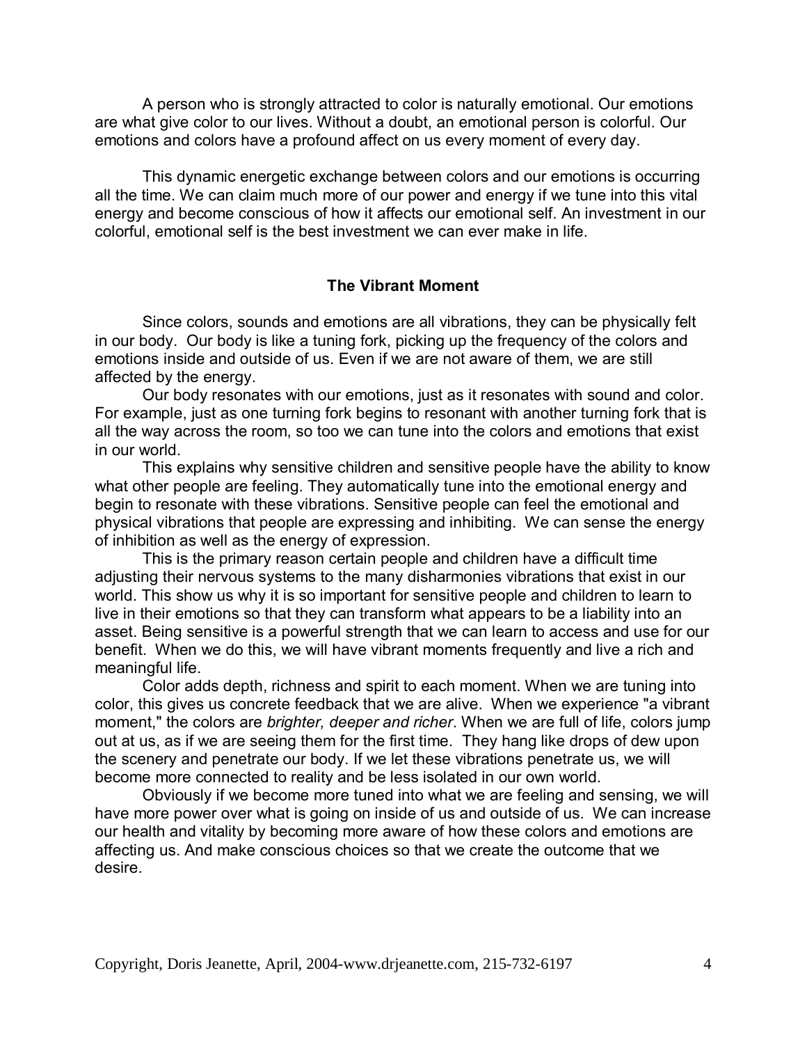A person who is strongly attracted to color is naturally emotional. Our emotions are what give color to our lives. Without a doubt, an emotional person is colorful. Our emotions and colors have a profound affect on us every moment of every day.

This dynamic energetic exchange between colors and our emotions is occurring all the time. We can claim much more of our power and energy if we tune into this vital energy and become conscious of how it affects our emotional self. An investment in our colorful, emotional self is the best investment we can ever make in life.

**The Vibrant Moment**

Since colors, sounds and emotions are all vibrations, they can be physically felt in our body. Our body is like a tuning fork, picking up the frequency of the colors and emotions inside and outside of us. Even if we are not aware of them, we are still affected by the energy.

Our body resonates with our emotions, just as it resonates with sound and color. For example, just as one turning fork begins to resonant with another turning fork that is all the way across the room, so too we can tune into the colors and emotions that exist in our world.

This explains why sensitive children and sensitive people have the ability to know what other people are feeling. They automatically tune into the emotional energy and begin to resonate with these vibrations. Sensitive people can feel the emotional and physical vibrations that people are expressing and inhibiting. We can sense the energy of inhibition as well as the energy of expression.

This is the primary reason certain people and children have a difficult time adjusting their nervous systems to the many disharmonies vibrations that exist in our world. This show us why it is so important for sensitive people and children to learn to live in their emotions so that they can transform what appears to be a liability into an asset. Being sensitive is a powerful strength that we can learn to access and use for our benefit. When we do this, we will have vibrant moments frequently and live a rich and meaningful life.

Color adds depth, richness and spirit to each moment. When we are tuning into color, this gives us concrete feedback that we are alive. When we experience "a vibrant moment," the colors are *brighter, deeper and richer*. When we are full of life, colors jump out at us, as if we are seeing them for the first time. They hang like drops of dew upon the scenery and penetrate our body. If we let these vibrations penetrate us, we will become more connected to reality and be less isolated in our own world.

Obviously if we become more tuned into what we are feeling and sensing, we will have more power over what is going on inside of us and outside of us. We can increase our health and vitality by becoming more aware of how these colors and emotions are affecting us. And make conscious choices so that we create the outcome that we desire.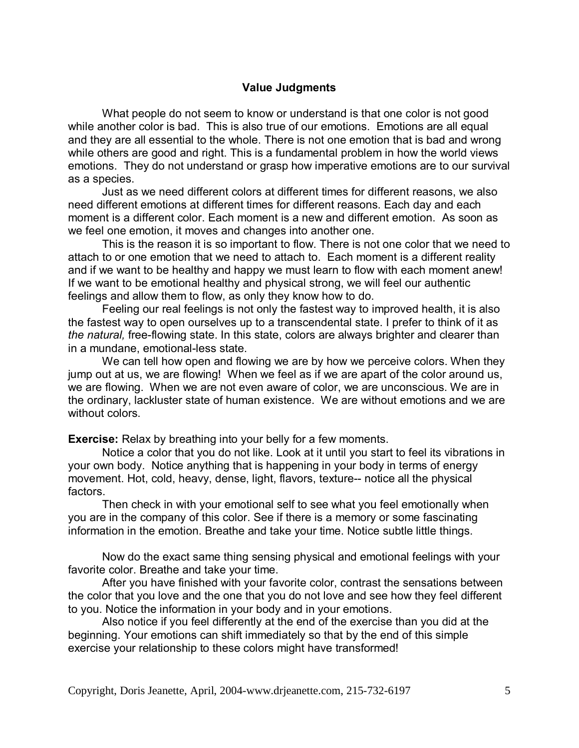## Value Judgments

What people do not seem to know or understand is that one color is not good while another color is bad. This is also true of our emotions. Emotions are all equal and they are all essential to the whole. There is not one emotion that is bad and wrong while others are good and right. This is a fundamental problem in how the world views emotions. They do not understand or grasp how imperative emotions are to our survival as a species.

Just as we need different colors at different times for different reasons, we also need different emotions at different times for different reasons. Each day and each moment is a different color. Each moment is a new and different emotion. As soon as we feel one emotion, it moves and changes into another one.

This is the reason it is so important to flow. There is not one color that we need to attach to or one emotion that we need to attach to. Each moment is a different reality and if we want to be healthy and happy we must learn to flow with each moment anew! If we want to be emotional healthy and physical strong, we will feel our authentic feelings and allow them to flow, as only they know how to do.

Feeling our real feelings is not only the fastest way to improved health, it is also the fastest way to open ourselves up to a transcendental state. I prefer to think of it as *the natural,* free-flowing state. In this state, colors are always brighter and clearer than in a mundane, emotional-less state.

We can tell how open and flowing we are by how we perceive colors. When they jump out at us, we are flowing! When we feel as if we are apart of the color around us, we are flowing. When we are not even aware of color, we are unconscious. We are in the ordinary, lackluster state of human existence. We are without emotions and we are without colors.

**Exercise:** Relax by breathing into your belly for a few moments.

Notice a color that you do not like. Look at it until you start to feel its vibrations in your own body. Notice anything that is happening in your body in terms of energy movement. Hot, cold, heavy, dense, light, flavors, texture-- notice all the physical factors.

Then check in with your emotional self to see what you feel emotionally when you are in the company of this color. See if there is a memory or some fascinating information in the emotion. Breathe and take your time. Notice subtle little things.

Now do the exact same thing sensing physical and emotional feelings with your favorite color. Breathe and take your time.

After you have finished with your favorite color, contrast the sensations between the color that you love and the one that you do not love and see how they feel different to you. Notice the information in your body and in your emotions.

Also notice if you feel differently at the end of the exercise than you did at the beginning. Your emotions can shift immediately so that by the end of this simple exercise your relationship to these colors might have transformed!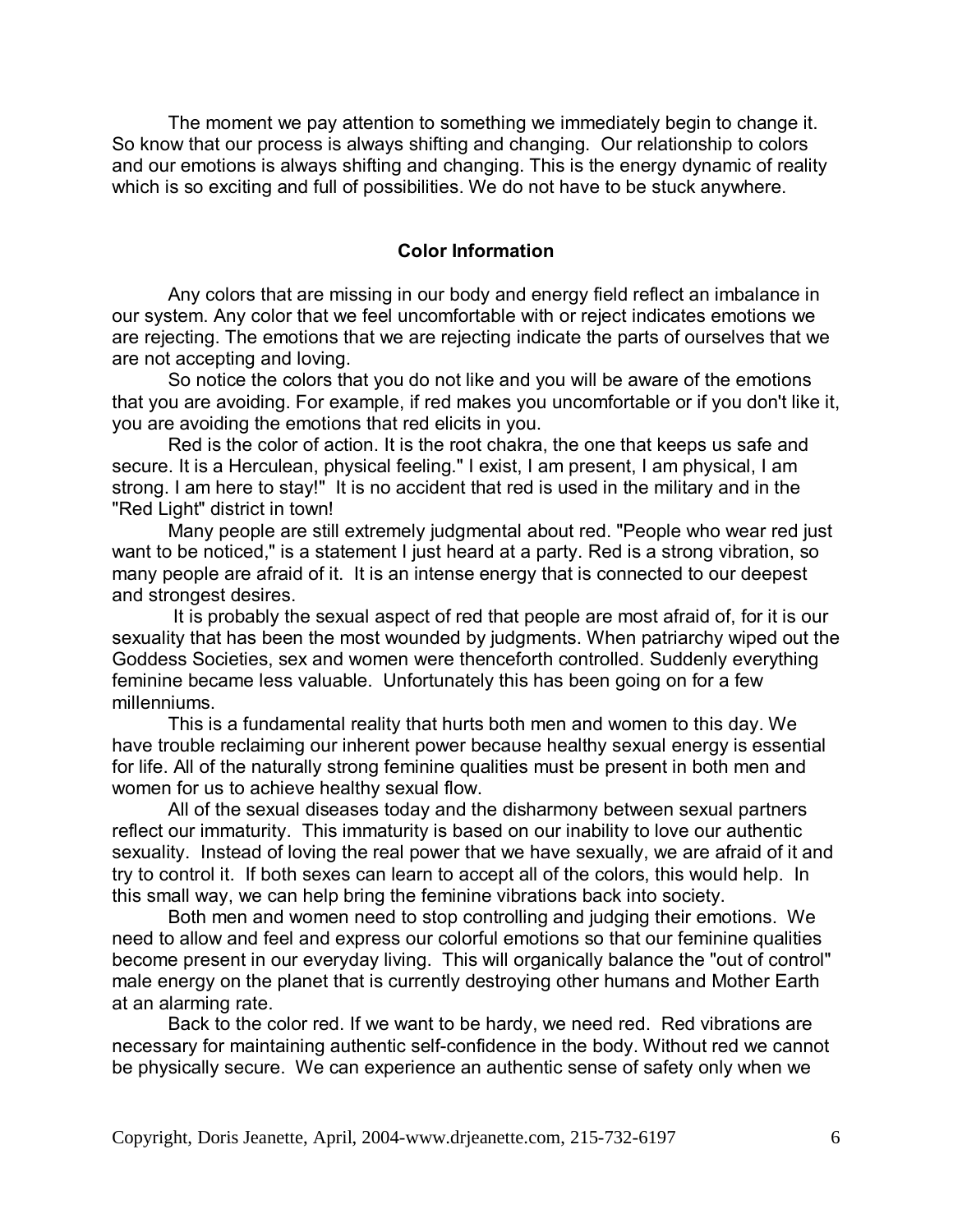The moment we pay attention to something we immediately begin to change it. So know that our process is always shifting and changing. Our relationship to colors and our emotions is always shifting and changing. This is the energy dynamic of reality which is so exciting and full of possibilities. We do not have to be stuck anywhere.

## Color Information

Any colors that are missing in our body and energy field reflect an imbalance in our system. Any color that we feel uncomfortable with or reject indicates emotions we are rejecting. The emotions that we are rejecting indicate the parts of ourselves that we are not accepting and loving.

So notice the colors that you do not like and you will be aware of the emotions that you are avoiding. For example, if red makes you uncomfortable or if you don't like it, you are avoiding the emotions that red elicits in you.

Red is the color of action. It is the root chakra, the one that keeps us safe and secure. It is a Herculean, physical feeling." I exist, I am present, I am physical, I am strong. I am here to stay!" It is no accident that red is used in the military and in the "Red Light" district in town!

Many people are still extremely judgmental about red. "People who wear red just want to be noticed," is a statement I just heard at a party. Red is a strong vibration, so many people are afraid of it. It is an intense energy that is connected to our deepest and strongest desires.

It is probably the sexual aspect of red that people are most afraid of, for it is our sexuality that has been the most wounded by judgments. When patriarchy wiped out the Goddess Societies, sex and women were thenceforth controlled. Suddenly everything feminine became less valuable. Unfortunately this has been going on for a few millenniums.

This is a fundamental reality that hurts both men and women to this day. We have trouble reclaiming our inherent power because healthy sexual energy is essential for life. All of the naturally strong feminine qualities must be present in both men and women for us to achieve healthy sexual flow.

All of the sexual diseases today and the disharmony between sexual partners reflect our immaturity. This immaturity is based on our inability to love our authentic sexuality. Instead of loving the real power that we have sexually, we are afraid of it and try to control it. If both sexes can learn to accept all of the colors, this would help. In this small way, we can help bring the feminine vibrations back into society.

Both men and women need to stop controlling and judging their emotions. We need to allow and feel and express our colorful emotions so that our feminine qualities become present in our everyday living. This will organically balance the "out of control" male energy on the planet that is currently destroying other humans and Mother Earth at an alarming rate.

Back to the color red. If we want to be hardy, we need red. Red vibrations are necessary for maintaining authentic self-confidence in the body. Without red we cannot be physically secure. We can experience an authentic sense of safety only when we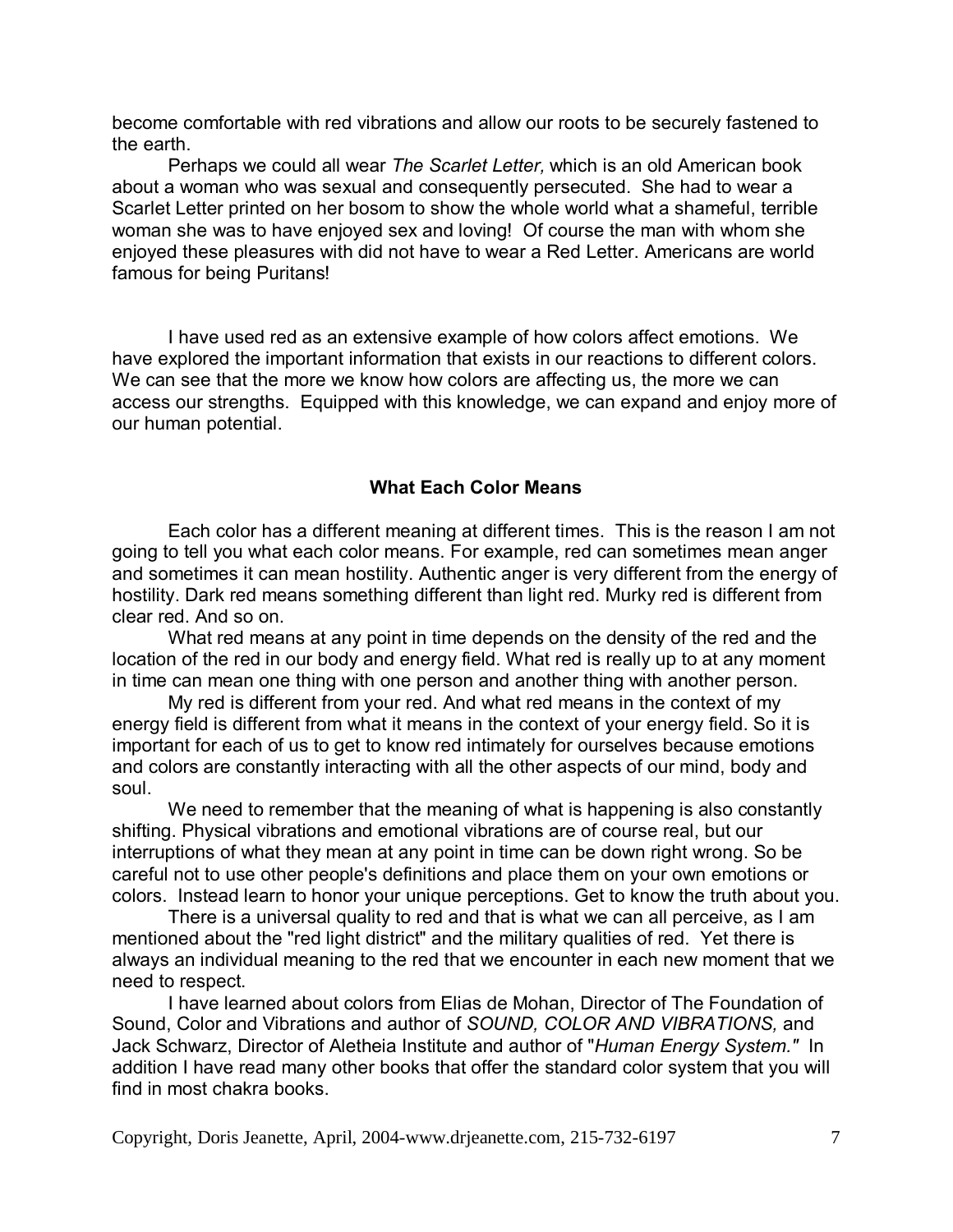become comfortable with red vibrations and allow our roots to be securely fastened to the earth.

Perhaps we could all wear *The Scarlet Letter,* which is an old American book about a woman who was sexual and consequently persecuted. She had to wear a Scarlet Letter printed on her bosom to show the whole world what a shameful, terrible woman she was to have enjoyed sex and loving! Of course the man with whom she enjoyed these pleasures with did not have to wear a Red Letter. Americans are world famous for being Puritans!

I have used red as an extensive example of how colors affect emotions. We have explored the important information that exists in our reactions to different colors. We can see that the more we know how colors are affecting us, the more we can access our strengths. Equipped with this knowledge, we can expand and enjoy more of our human potential.

## What Each Color Means

Each color has a different meaning at different times. This is the reason I am not going to tell you what each color means. For example, red can sometimes mean anger and sometimes it can mean hostility. Authentic anger is very different from the energy of hostility. Dark red means something different than light red. Murky red is different from clear red. And so on.

What red means at any point in time depends on the density of the red and the location of the red in our body and energy field. What red is really up to at any moment in time can mean one thing with one person and another thing with another person.

My red is different from your red. And what red means in the context of my energy field is different from what it means in the context of your energy field. So it is important for each of us to get to know red intimately for ourselves because emotions and colors are constantly interacting with all the other aspects of our mind, body and soul.

We need to remember that the meaning of what is happening is also constantly shifting. Physical vibrations and emotional vibrations are of course real, but our interruptions of what they mean at any point in time can be down right wrong. So be careful not to use other people's definitions and place them on your own emotions or colors. Instead learn to honor your unique perceptions. Get to know the truth about you.

There is a universal quality to red and that is what we can all perceive, as I am mentioned about the "red light district" and the military qualities of red. Yet there is always an individual meaning to the red that we encounter in each new moment that we need to respect.

I have learned about colors from Elias de Mohan, Director of The Foundation of Sound, Color and Vibrations and author of *SOUND, COLOR AND VIBRATIONS,* and Jack Schwarz, Director of Aletheia Institute and author of "*Human Energy System."* In addition I have read many other books that offer the standard color system that you will find in most chakra books.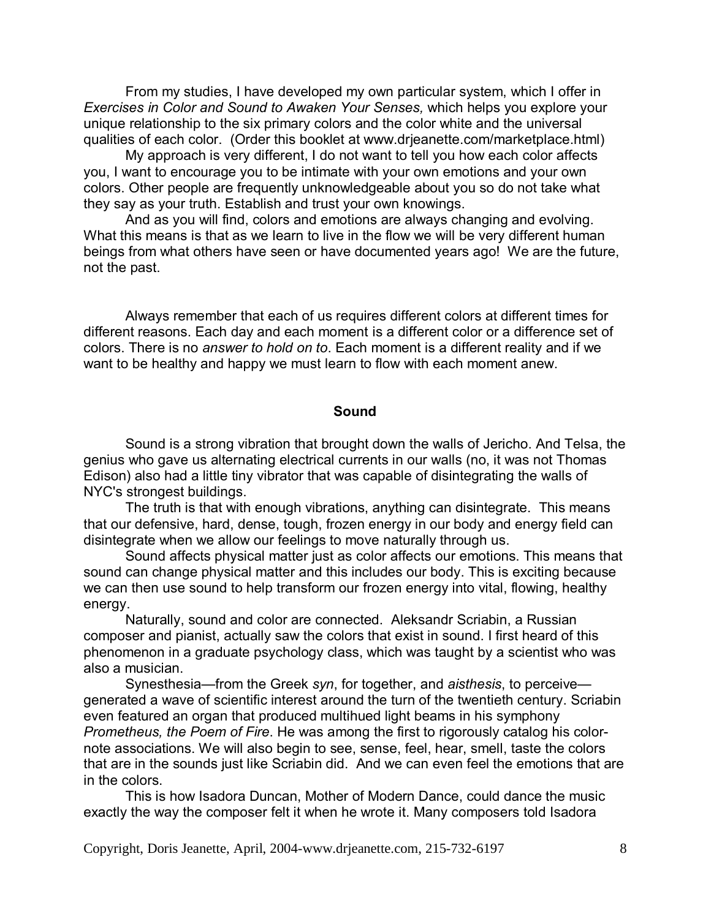From my studies, I have developed my own particular system, which I offer in *Exercises in Color and Sound to Awaken Your Senses,* which helps you explore your unique relationship to the six primary colors and the color white and the universal qualities of each color. (Order this booklet at www.drjeanette.com/marketplace.html)

My approach is very different, I do not want to tell you how each color affects you, I want to encourage you to be intimate with your own emotions and your own colors. Other people are frequently unknowledgeable about you so do not take what they say as your truth. Establish and trust your own knowings.

And as you will find, colors and emotions are always changing and evolving. What this means is that as we learn to live in the flow we will be very different human beings from what others have seen or have documented years ago! We are the future, not the past.

Always remember that each of us requires different colors at different times for different reasons. Each day and each moment is a different color or a difference set of colors. There is no *answer to hold on to*. Each moment is a different reality and if we want to be healthy and happy we must learn to flow with each moment anew.

## Sound

Sound is a strong vibration that brought down the walls of Jericho. And Telsa, the genius who gave us alternating electrical currents in our walls (no, it was not Thomas Edison) also had a little tiny vibrator that was capable of disintegrating the walls of NYC's strongest buildings.

The truth is that with enough vibrations, anything can disintegrate. This means that our defensive, hard, dense, tough, frozen energy in our body and energy field can disintegrate when we allow our feelings to move naturally through us.

Sound affects physical matter just as color affects our emotions. This means that sound can change physical matter and this includes our body. This is exciting because we can then use sound to help transform our frozen energy into vital, flowing, healthy energy.

Naturally, sound and color are connected. Aleksandr Scriabin, a Russian composer and pianist, actually saw the colors that exist in sound. I first heard of this phenomenon in a graduate psychology class, which was taught by a scientist who was also a musician.

Synesthesia—from the Greek *syn*, for together, and *aisthesis*, to perceive—generated a wave of scientific interest around the turn of the twentieth century. Scriabin even featured an organ that produced multihued light beams in his symphony *Prometheus, the Poem of Fire*. He was among the first to rigorously catalog his color-note associations. We will also begin to see, sense, feel, hear, smell, taste the colors that are in the sounds just like Scriabin did. And we can even feel the emotions that are in the colors.

This is how Isadora Duncan, Mother of Modern Dance, could dance the music exactly the way the composer felt it when he wrote it. Many composers told Isadora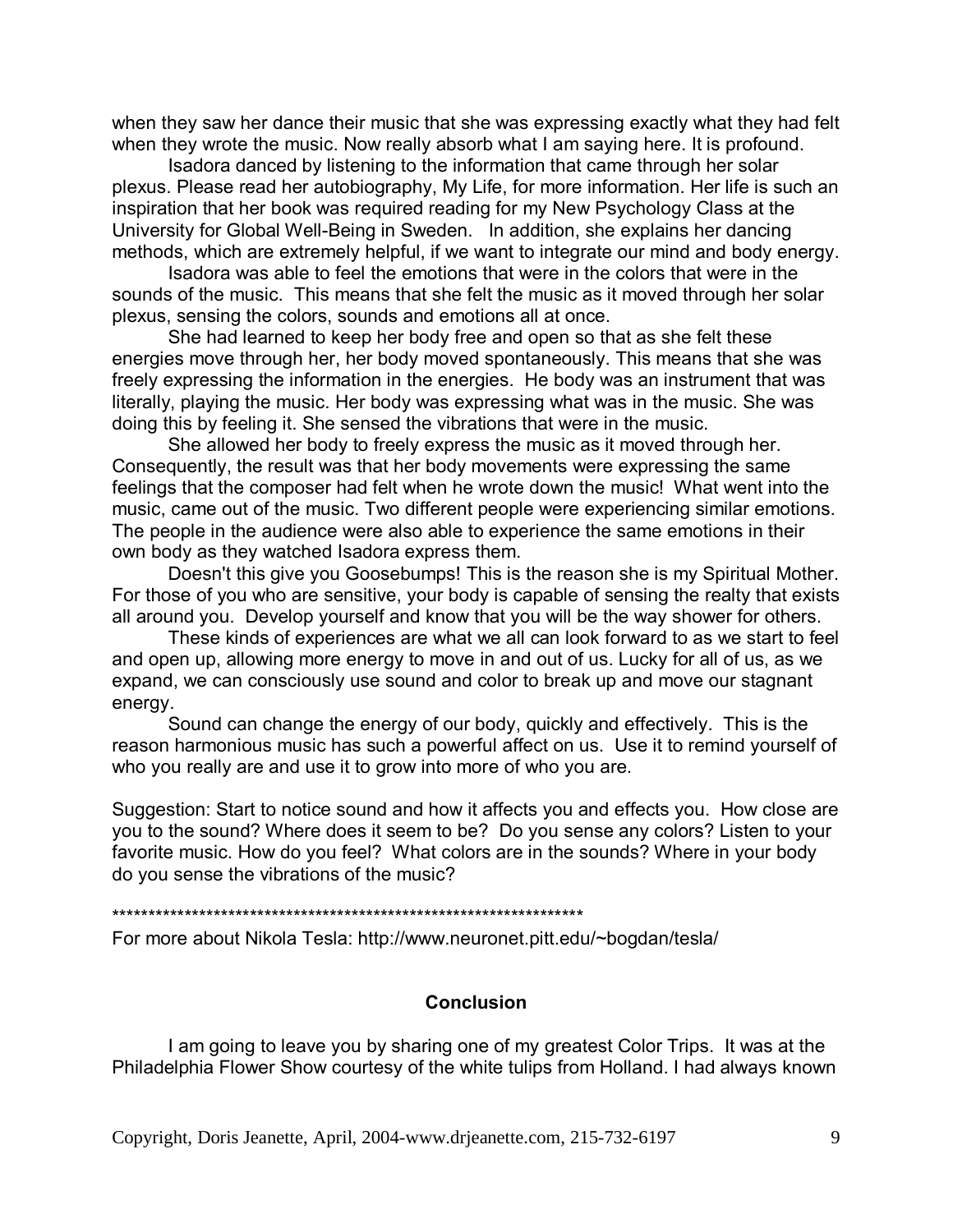when they saw her dance their music that she was expressing exactly what they had felt when they wrote the music. Now really absorb what I am saying here. It is profound.

Isadora danced by listening to the information that came through her solar plexus. Please read her autobiography, My Life, for more information. Her life is such an inspiration that her book was required reading for my New Psychology Class at the University for Global Well-Being in Sweden. In addition, she explains her dancing methods, which are extremely helpful, if we want to integrate our mind and body energy.

Isadora was able to feel the emotions that were in the colors that were in the sounds of the music. This means that she felt the music as it moved through her solar plexus, sensing the colors, sounds and emotions all at once.

She had learned to keep her body free and open so that as she felt these energies move through her, her body moved spontaneously. This means that she was freely expressing the information in the energies. He body was an instrument that was literally, playing the music. Her body was expressing what was in the music. She was doing this by feeling it. She sensed the vibrations that were in the music.

She allowed her body to freely express the music as it moved through her. Consequently, the result was that her body movements were expressing the same feelings that the composer had felt when he wrote down the music! What went into the music, came out of the music. Two different people were experiencing similar emotions. The people in the audience were also able to experience the same emotions in their own body as they watched Isadora express them.

Doesn't this give you Goosebumps! This is the reason she is my Spiritual Mother. For those of you who are sensitive, your body is capable of sensing the realty that exists all around you. Develop yourself and know that you will be the way shower for others.

These kinds of experiences are what we all can look forward to as we start to feel and open up, allowing more energy to move in and out of us. Lucky for all of us, as we expand, we can consciously use sound and color to break up and move our stagnant energy.

Sound can change the energy of our body, quickly and effectively. This is the reason harmonious music has such a powerful affect on us. Use it to remind yourself of who you really are and use it to grow into more of who you are.

Suggestion: Start to notice sound and how it affects you and effects you. How close are you to the sound? Where does it seem to be? Do you sense any colors? Listen to your favorite music. How do you feel? What colors are in the sounds? Where in your body do you sense the vibrations of the music?

*****************************************************************

For more about Nikola Tesla: http://www.neuronet.pitt.edu/~bogdan/tesla/

**Conclusion**

I am going to leave you by sharing one of my greatest Color Trips. It was at the Philadelphia Flower Show courtesy of the white tulips from Holland. I had always known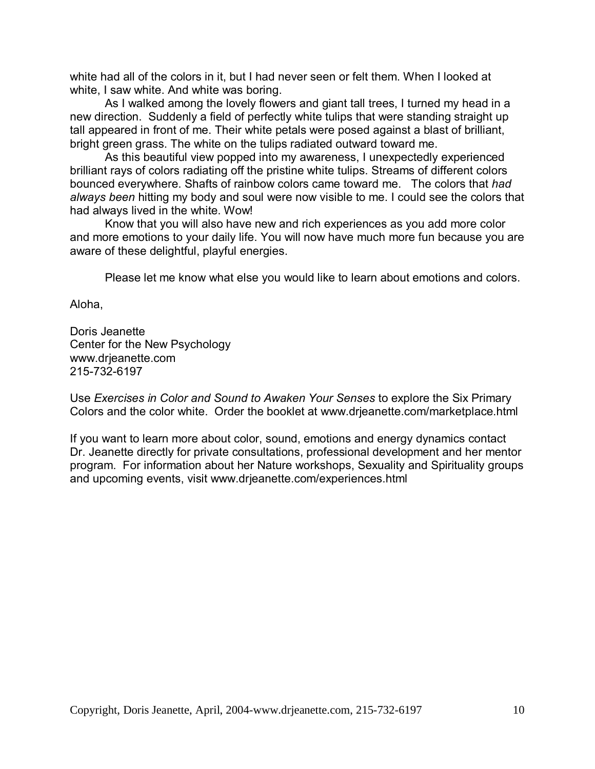white had all of the colors in it, but I had never seen or felt them. When I looked at white, I saw white. And white was boring.

As I walked among the lovely flowers and giant tall trees, I turned my head in a new direction. Suddenly a field of perfectly white tulips that were standing straight up tall appeared in front of me. Their white petals were posed against a blast of brilliant, bright green grass. The white on the tulips radiated outward toward me.

As this beautiful view popped into my awareness, I unexpectedly experienced brilliant rays of colors radiating off the pristine white tulips. Streams of different colors bounced everywhere. Shafts of rainbow colors came toward me. The colors that *had always been* hitting my body and soul were now visible to me. I could see the colors that had always lived in the white. Wow!

Know that you will also have new and rich experiences as you add more color and more emotions to your daily life. You will now have much more fun because you are aware of these delightful, playful energies.

Please let me know what else you would like to learn about emotions and colors.

Aloha,

Doris Jeanette
Center for the New Psychology
www.drjeanette.com
215-732-6197

Use *Exercises in Color and Sound to Awaken Your Senses* to explore the Six Primary Colors and the color white. Order the booklet at www.drjeanette.com/marketplace.html

If you want to learn more about color, sound, emotions and energy dynamics contact Dr. Jeanette directly for private consultations, professional development and her mentor program. For information about her Nature workshops, Sexuality and Spirituality groups and upcoming events, visit www.drjeanette.com/experiences.html